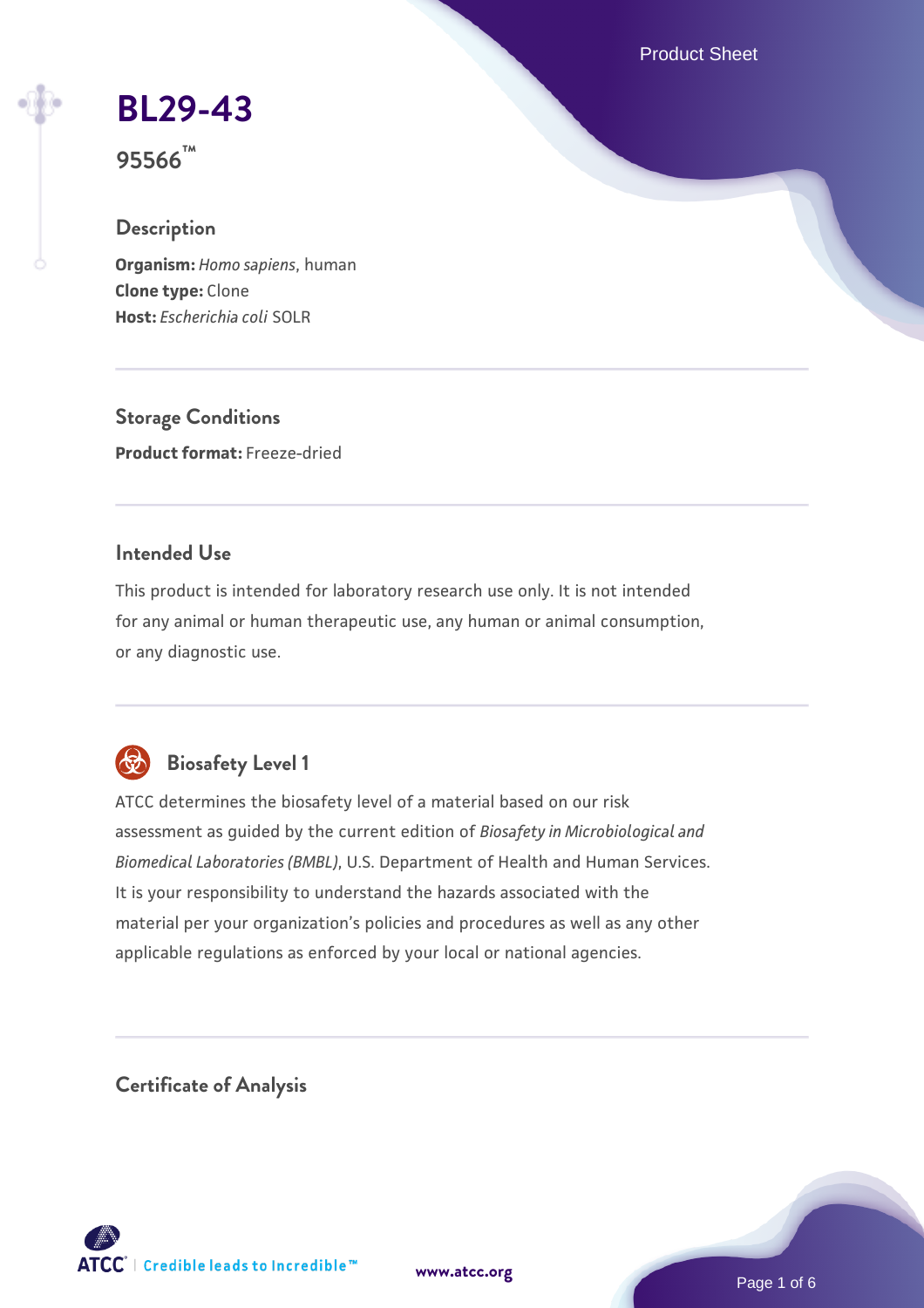# BL29-43

**95566™**

## Description

**Organism:** *Homo sapiens*, human
**Clone type:** Clone
**Host:** *Escherichia coli* SOLR

## Storage Conditions

**Product format:** Freeze-dried

## Intended Use

This product is intended for laboratory research use only. It is not intended for any animal or human therapeutic use, any human or animal consumption, or any diagnostic use.

## Biosafety Level 1

ATCC determines the biosafety level of a material based on our risk assessment as guided by the current edition of *Biosafety in Microbiological and Biomedical Laboratories (BMBL)*, U.S. Department of Health and Human Services. It is your responsibility to understand the hazards associated with the material per your organization's policies and procedures as well as any other applicable regulations as enforced by your local or national agencies.

## Certificate of Analysis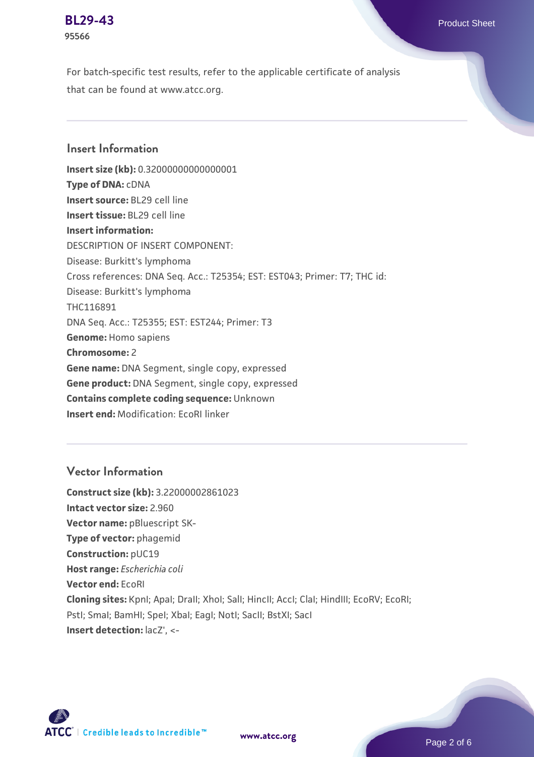For batch-specific test results, refer to the applicable certificate of analysis that can be found at www.atcc.org.

## Insert Information

**Insert size (kb):** 0.32000000000000001
**Type of DNA:** cDNA
**Insert source:** BL29 cell line
**Insert tissue:** BL29 cell line
**Insert information:**
DESCRIPTION OF INSERT COMPONENT:
Disease: Burkitt's lymphoma
Cross references: DNA Seq. Acc.: T25354; EST: EST043; Primer: T7; THC id:
Disease: Burkitt's lymphoma
THC116891
DNA Seq. Acc.: T25355; EST: EST244; Primer: T3
**Genome:** Homo sapiens
**Chromosome:** 2
**Gene name:** DNA Segment, single copy, expressed
**Gene product:** DNA Segment, single copy, expressed
**Contains complete coding sequence:** Unknown
**Insert end:** Modification: EcoRI linker

## Vector Information

**Construct size (kb):** 3.22000002861023
**Intact vector size:** 2.960
**Vector name:** pBluescript SK-
**Type of vector:** phagemid
**Construction:** pUC19
**Host range:** *Escherichia coli*
**Vector end:** EcoRI
**Cloning sites:** KpnI; ApaI; DraII; XhoI; SalI; HincII; AccI; ClaI; HindIII; EcoRV; EcoRI; PstI; SmaI; BamHI; SpeI; XbaI; EagI; NotI; SacII; BstXI; SacI
**Insert detection:** lacZ', <-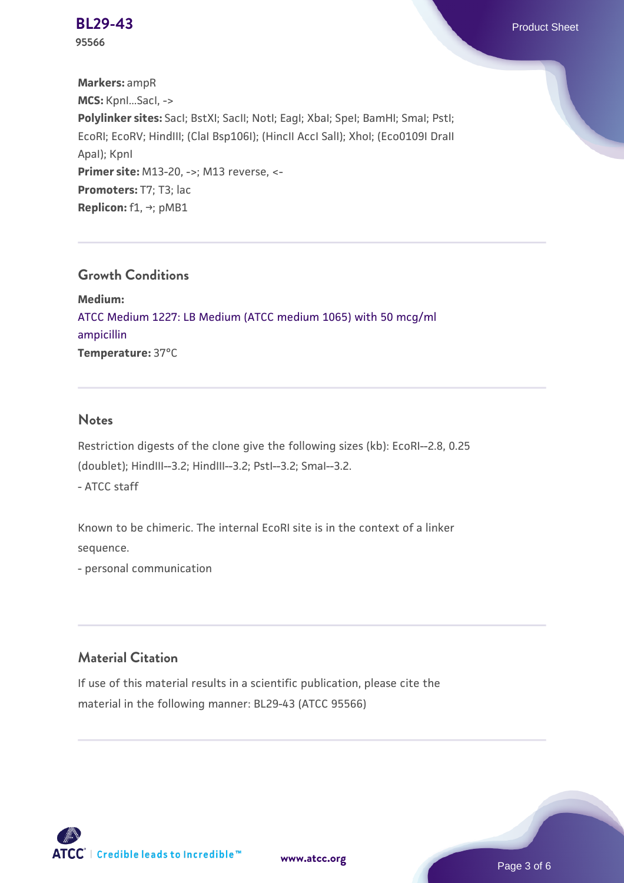**Markers:** ampR
**MCS:** KpnI...SacI, ->
**Polylinker sites:** SacI; BstXI; SacII; NotI; EagI; XbaI; SpeI; BamHI; SmaI; PstI; EcoRI; EcoRV; HindIII; (ClaI Bsp106I); (HincII AccI SalI); XhoI; (Eco0109I DraII ApaI); KpnI
**Primer site:** M13-20, ->; M13 reverse, <-
**Promoters:** T7; T3; lac
**Replicon:** f1, →; pMB1

## Growth Conditions

**Medium:**
ATCC Medium 1227: LB Medium (ATCC medium 1065) with 50 mcg/ml ampicillin
**Temperature:** 37°C

## Notes

Restriction digests of the clone give the following sizes (kb): EcoRI--2.8, 0.25 (doublet); HindIII--3.2; HindIII--3.2; PstI--3.2; SmaI--3.2.
- ATCC staff

Known to be chimeric. The internal EcoRI site is in the context of a linker sequence.
- personal communication

## Material Citation

If use of this material results in a scientific publication, please cite the material in the following manner: BL29-43 (ATCC 95566)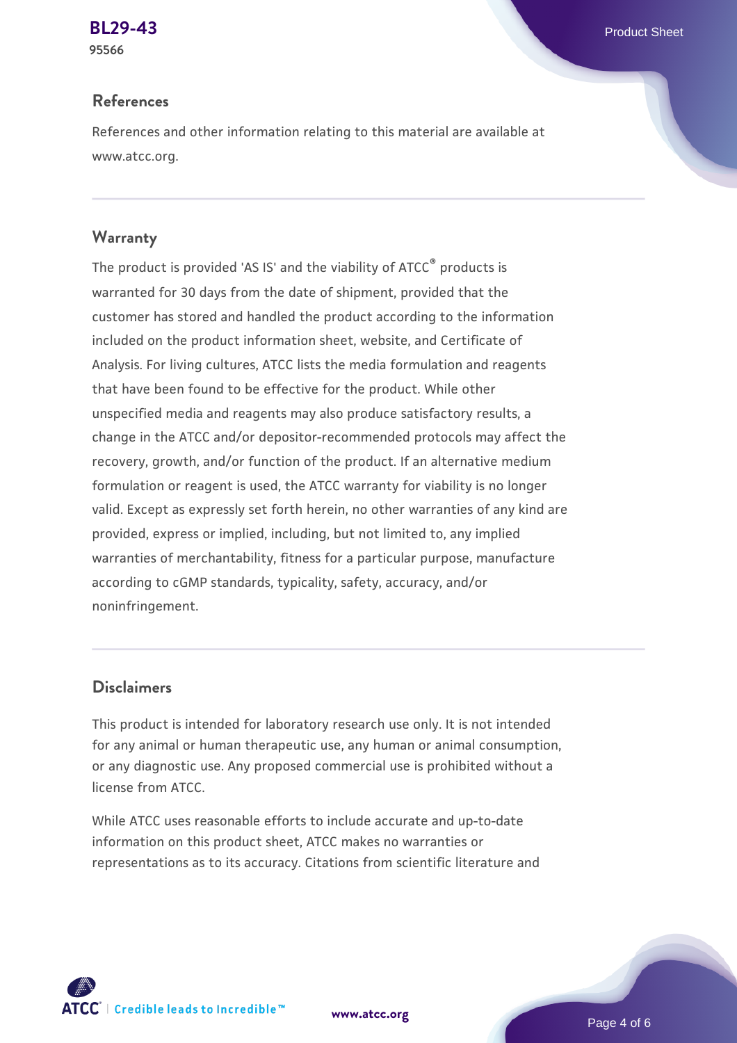## References

References and other information relating to this material are available at www.atcc.org.

## Warranty

The product is provided 'AS IS' and the viability of ATCC® products is warranted for 30 days from the date of shipment, provided that the customer has stored and handled the product according to the information included on the product information sheet, website, and Certificate of Analysis. For living cultures, ATCC lists the media formulation and reagents that have been found to be effective for the product. While other unspecified media and reagents may also produce satisfactory results, a change in the ATCC and/or depositor-recommended protocols may affect the recovery, growth, and/or function of the product. If an alternative medium formulation or reagent is used, the ATCC warranty for viability is no longer valid. Except as expressly set forth herein, no other warranties of any kind are provided, express or implied, including, but not limited to, any implied warranties of merchantability, fitness for a particular purpose, manufacture according to cGMP standards, typicality, safety, accuracy, and/or noninfringement.

## Disclaimers

This product is intended for laboratory research use only. It is not intended for any animal or human therapeutic use, any human or animal consumption, or any diagnostic use. Any proposed commercial use is prohibited without a license from ATCC.

While ATCC uses reasonable efforts to include accurate and up-to-date information on this product sheet, ATCC makes no warranties or representations as to its accuracy. Citations from scientific literature and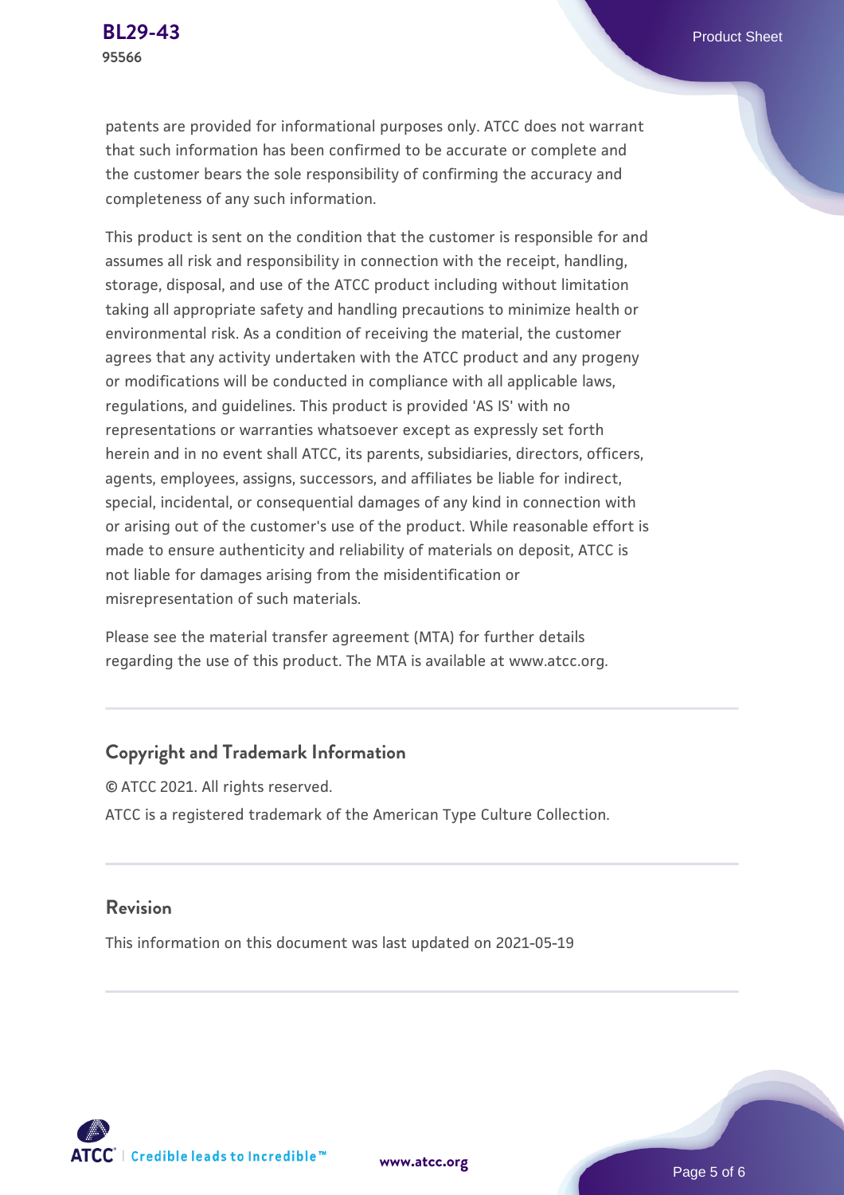patents are provided for informational purposes only. ATCC does not warrant that such information has been confirmed to be accurate or complete and the customer bears the sole responsibility of confirming the accuracy and completeness of any such information.

This product is sent on the condition that the customer is responsible for and assumes all risk and responsibility in connection with the receipt, handling, storage, disposal, and use of the ATCC product including without limitation taking all appropriate safety and handling precautions to minimize health or environmental risk. As a condition of receiving the material, the customer agrees that any activity undertaken with the ATCC product and any progeny or modifications will be conducted in compliance with all applicable laws, regulations, and guidelines. This product is provided 'AS IS' with no representations or warranties whatsoever except as expressly set forth herein and in no event shall ATCC, its parents, subsidiaries, directors, officers, agents, employees, assigns, successors, and affiliates be liable for indirect, special, incidental, or consequential damages of any kind in connection with or arising out of the customer's use of the product. While reasonable effort is made to ensure authenticity and reliability of materials on deposit, ATCC is not liable for damages arising from the misidentification or misrepresentation of such materials.

Please see the material transfer agreement (MTA) for further details regarding the use of this product. The MTA is available at www.atcc.org.

## Copyright and Trademark Information

© ATCC 2021. All rights reserved.

ATCC is a registered trademark of the American Type Culture Collection.

## Revision

This information on this document was last updated on 2021-05-19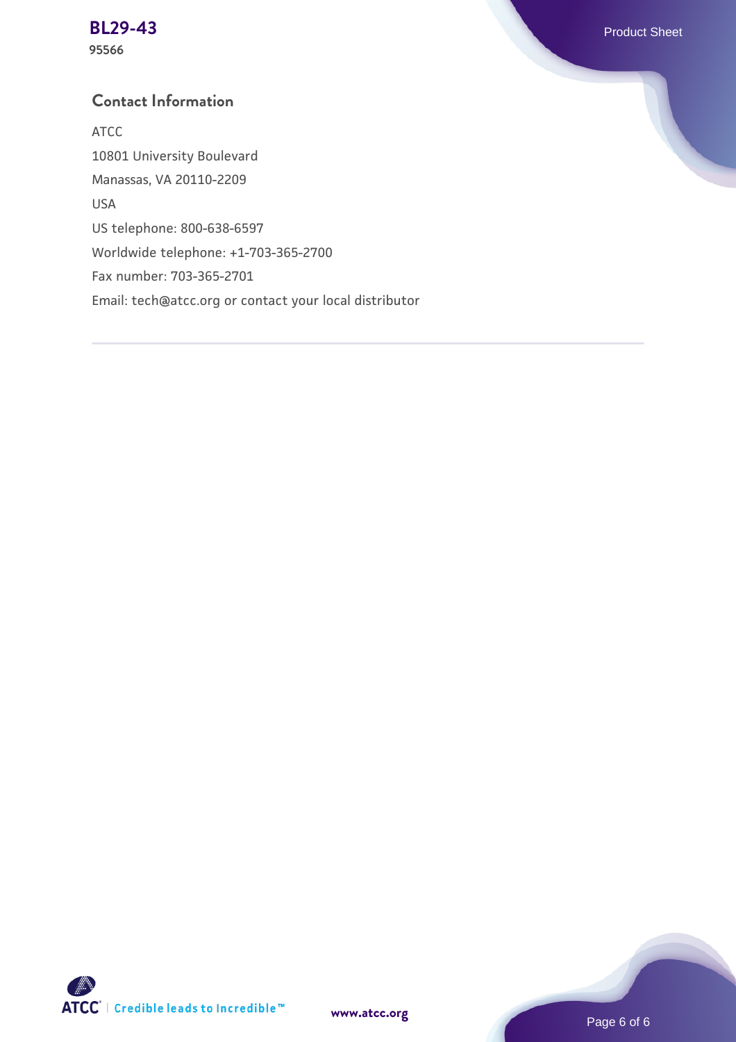## Contact Information

ATCC

10801 University Boulevard

Manassas, VA 20110-2209

USA

US telephone: 800-638-6597

Worldwide telephone: +1-703-365-2700

Fax number: 703-365-2701

Email: tech@atcc.org or contact your local distributor